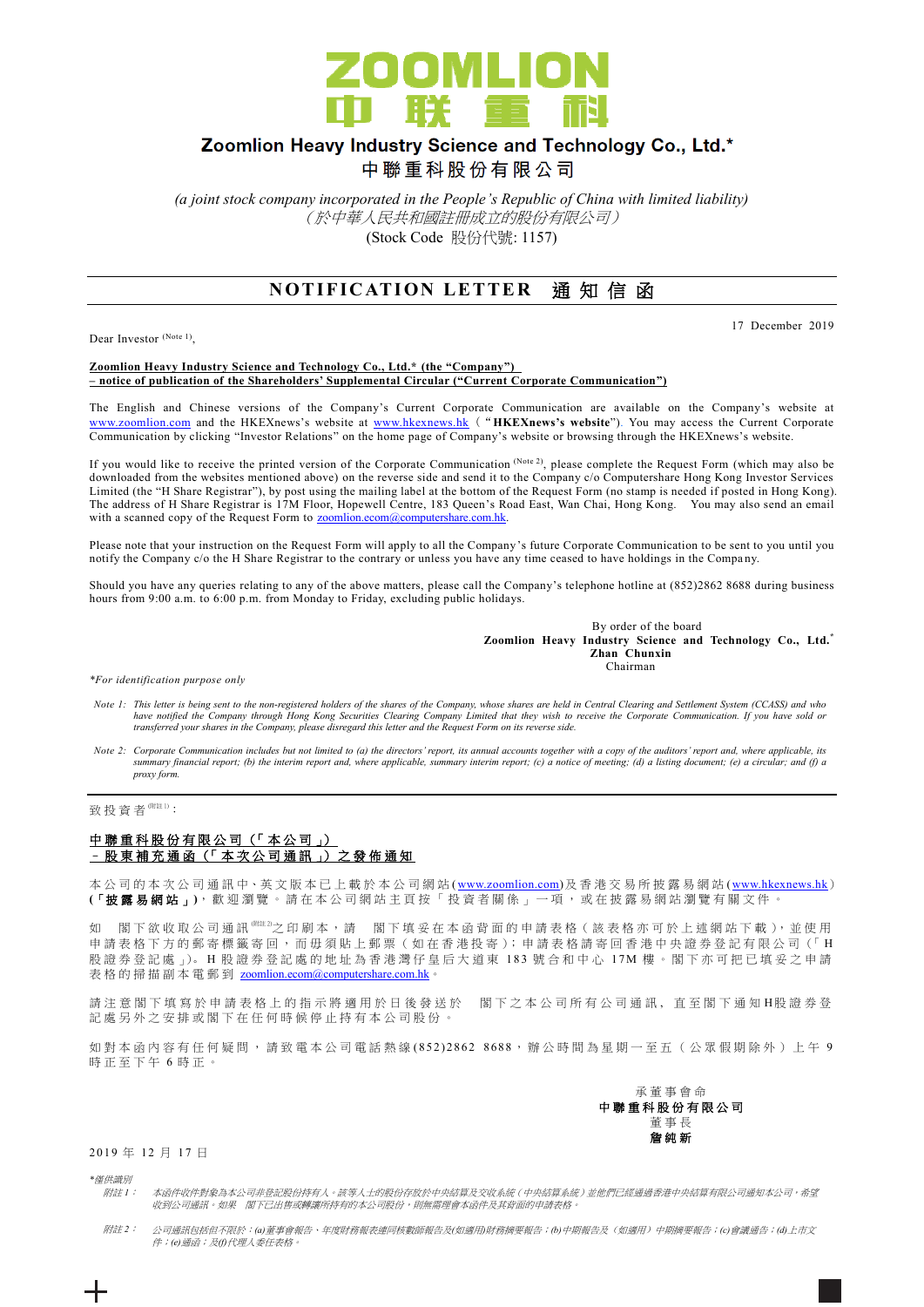# ZOOMLION 中联重科

## Zoomlion Heavy Industry Science and Technology Co., Ltd.*
## 中聯重科股份有限公司

*(a joint stock company incorporated in the People's Republic of China with limited liability)*
*（於中華人民共和國註冊成立的股份有限公司）*
(Stock Code 股份代號: 1157)

## NOTIFICATION LETTER 通知信函

17 December 2019

Dear Investor (Note 1),

**Zoomlion Heavy Industry Science and Technology Co., Ltd.* (the "Company")**
**– notice of publication of the Shareholders' Supplemental Circular ("Current Corporate Communication")**

The English and Chinese versions of the Company's Current Corporate Communication are available on the Company's website at www.zoomlion.com and the HKEXnews's website at www.hkexnews.hk ("**HKEXnews's website**"). You may access the Current Corporate Communication by clicking "Investor Relations" on the home page of Company's website or browsing through the HKEXnews's website.

If you would like to receive the printed version of the Corporate Communication (Note 2), please complete the Request Form (which may also be downloaded from the websites mentioned above) on the reverse side and send it to the Company c/o Computershare Hong Kong Investor Services Limited (the "H Share Registrar"), by post using the mailing label at the bottom of the Request Form (no stamp is needed if posted in Hong Kong). The address of H Share Registrar is 17M Floor, Hopewell Centre, 183 Queen's Road East, Wan Chai, Hong Kong. You may also send an email with a scanned copy of the Request Form to zoomlion.ecom@computershare.com.hk.

Please note that your instruction on the Request Form will apply to all the Company's future Corporate Communication to be sent to you until you notify the Company c/o the H Share Registrar to the contrary or unless you have any time ceased to have holdings in the Company.

Should you have any queries relating to any of the above matters, please call the Company's telephone hotline at (852)2862 8688 during business hours from 9:00 a.m. to 6:00 p.m. from Monday to Friday, excluding public holidays.

By order of the board
**Zoomlion Heavy Industry Science and Technology Co., Ltd.***
**Zhan Chunxin**
Chairman

*\*For identification purpose only*

*Note 1: This letter is being sent to the non-registered holders of the shares of the Company, whose shares are held in Central Clearing and Settlement System (CCASS) and who have notified the Company through Hong Kong Securities Clearing Company Limited that they wish to receive the Corporate Communication. If you have sold or transferred your shares in the Company, please disregard this letter and the Request Form on its reverse side.*

*Note 2: Corporate Communication includes but not limited to (a) the directors' report, its annual accounts together with a copy of the auditors' report and, where applicable, its summary financial report; (b) the interim report and, where applicable, summary interim report; (c) a notice of meeting; (d) a listing document; (e) a circular; and (f) a proxy form.*

---

致投資者(附註1)：

**中聯重科股份有限公司（「本公司」）**
**–股東補充通函（「本次公司通訊」）之發佈通知**

本公司的本次公司通訊中、英文版本已上載於本公司網站(www.zoomlion.com)及香港交易所披露易網站(www.hkexnews.hk)(**「披露易網站」**)，歡迎瀏覽。請在本公司網站主頁按「投資者關係」一項，或在披露易網站瀏覽有關文件。

如　閣下欲收取公司通訊(附註2)之印刷本，請　閣下填妥在本函背面的申請表格（該表格亦可於上述網站下載），並使用申請表格下方的郵寄標籤寄回，而毋須貼上郵票（如在香港投寄）；申請表格請寄回香港中央證券登記有限公司（「H股證券登記處」）。H股證券登記處的地址為香港灣仔皇后大道東183號合和中心17M樓。閣下亦可把已填妥之申請表格的掃描副本電郵到 zoomlion.ecom@computershare.com.hk 。

請注意閣下填寫於申請表格上的指示將適用於日後發送於　閣下之本公司所有公司通訊，直至閣下通知H股證券登記處另外之安排或閣下在任何時候停止持有本公司股份。

如對本函內容有任何疑問，請致電本公司電話熱線(852)2862 8688，辦公時間為星期一至五（公眾假期除外）上午9時正至下午6時正。

承董事會命
**中聯重科股份有限公司**
董事長
**詹純新**

2019年12月17日

*\*僅供識別*

*附註1：本函件收件對象為本公司非登記股份持有人。該等人士的股份存放於中央結算及交收系統（中央結算系統）並他們已經通過香港中央結算有限公司通知本公司，希望收到公司通訊。如果　閣下已出售或轉讓所持有的本公司股份，則無需理會本函件及其背面的申請表格。*

*附註2：公司通訊包括但不限於：(a)董事會報告、年度財務報表連同核數師報告及(如適用)財務摘要報告；(b)中期報告及（如適用）中期摘要報告；(c)會議通告；(d)上市文件；(e)通函；及(f)代理人委任表格。*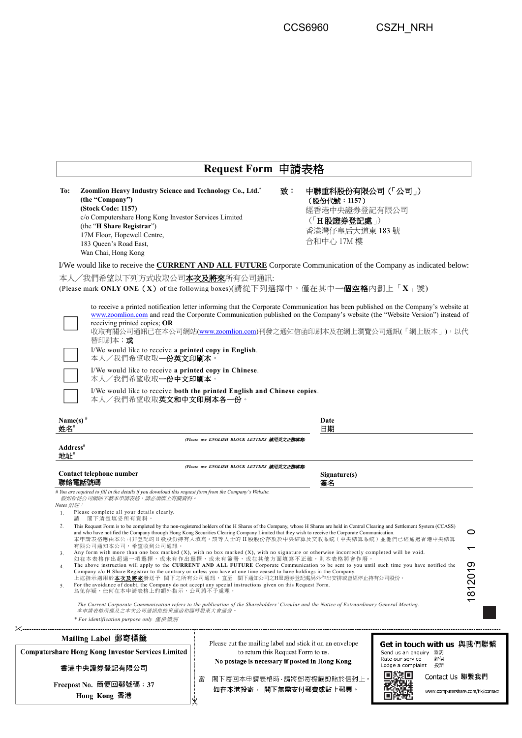CCS6960 CSZH_NRH

# Request Form 申請表格

**To:** **Zoomlion Heavy Industry Science and Technology Co., Ltd.*** **(the "Company")** **(Stock Code: 1157)**
c/o Computershare Hong Kong Investor Services Limited
(the "**H Share Registrar**")
17M Floor, Hopewell Centre,
183 Queen's Road East,
Wan Chai, Hong Kong

**致：** **中聯重科股份有限公司（「公司」）** **（股份代號：1157）**
經香港中央證券登記有限公司
（「**H股證券登記處**」）
香港灣仔皇后大道東183號
合和中心17M樓

I/We would like to receive the **CURRENT AND ALL FUTURE** Corporate Communication of the Company as indicated below:

本人／我們希望以下列方式收取公司**本次及將來**所有公司通訊:

(Please mark **ONLY ONE** (**X**) of the following boxes)(請從下列選擇中，僅在其中**一個空格**內劃上「**X**」號)

☐ to receive a printed notification letter informing that the Corporate Communication has been published on the Company's website at www.zoomlion.com and read the Corporate Communication published on the Company's website (the "Website Version") instead of receiving printed copies; **OR**
收取有關公司通訊已在本公司網站(www.zoomlion.com)刊發之通知信函印刷本及在網上瀏覽公司通訊(「網上版本」)，以代替印刷本；**或**

☐ I/We would like to receive **a printed copy in English**.
本人／我們希望收取**一份英文印刷本**。

☐ I/We would like to receive **a printed copy in Chinese**.
本人／我們希望收取**一份中文印刷本**。

☐ I/We would like to receive **both the printed English and Chinese copies**.
本人／我們希望收取**英文和中文印刷本各一份**。

| | |
|---|---|
| **Name(s)** # **姓名** # *(Please use ENGLISH BLOCK LETTERS 請用英文正楷填寫)* | **Date 日期** |
| **Address** # **地址** # *(Please use ENGLISH BLOCK LETTERS 請用英文正楷填寫)* | |
| **Contact telephone number 聯絡電話號碼** | **Signature(s) 簽名** |

*# You are required to fill in the details if you download this request form from the Company's Website.*
*假如你從公司網站下載本申請表格，請必須填上有關資料。*

*Notes 附註：*

1. Please complete all your details clearly.
請 閣下清楚填妥所有資料。
2. This Request Form is to be completed by the non-registered holders of the H Shares of the Company, whose H Shares are held in Central Clearing and Settlement System (CCASS) and who have notified the Company through Hong Kong Securities Clearing Company Limited that they wish to receive the Corporate Communication.
本申請表格應由本公司非登記的H股股份持有人填寫。該等人士的H股股份存放於中央結算及交收系統（中央結算系統）並他們已經通過香港中央結算有限公司通知本公司，希望收到公司通訊。
3. Any form with more than one box marked (X), with no box marked (X), with no signature or otherwise incorrectly completed will be void.
如在本表格作出超過一項選擇、或未有作出選擇、或未有簽署，或在其他方面填寫不正確，則本表格將會作廢。
4. The above instruction will apply to the **CURRENT AND ALL FUTURE** Corporate Communication to be sent to you until such time you have notified the Company c/o H Share Registrar to the contrary or unless you have at one time ceased to have holdings in the Company.
上述指示適用於**本次及將來**發送予 閣下之所有公司通訊，直至 閣下通知公司之H股證券登記處另外作出安排或曾經停止持有公司股份。
5. For the avoidance of doubt, the Company do not accept any special instructions given on this Request Form.
為免存疑，任何在本申請表格上的額外指示，公司將不予處理。

*The Current Corporate Communication refers to the publication of the Shareholders' Circular and the Notice of Extraordinary General Meeting.*
*本申請表格所提及之本次公司通訊指股東通函和臨時股東大會通告。*

*\* For identification purpose only 僅供識別*

1812019 1 0

---

**Mailing Label 郵寄標籤**

**Computershare Hong Kong Investor Services Limited**

**香港中央證券登記有限公司**

**Freepost No. 簡便回郵號碼：37**

**Hong Kong 香港**

Please cut the mailing label and stick it on an envelope to return this Request Form to us.
**No postage is necessary if posted in Hong Kong.**

當 閣下寄回本申請表格時，請將郵寄標籤剪貼於信封上。
**如在本港投寄， 閣下無需支付郵費或貼上郵票。**

**Get in touch with us 與我們聯繫**
Send us an enquiry 查詢
Rate our service 評價
Lodge a complaint 投訴
Contact Us 聯繫我們
www.computershare.com/hk/contact